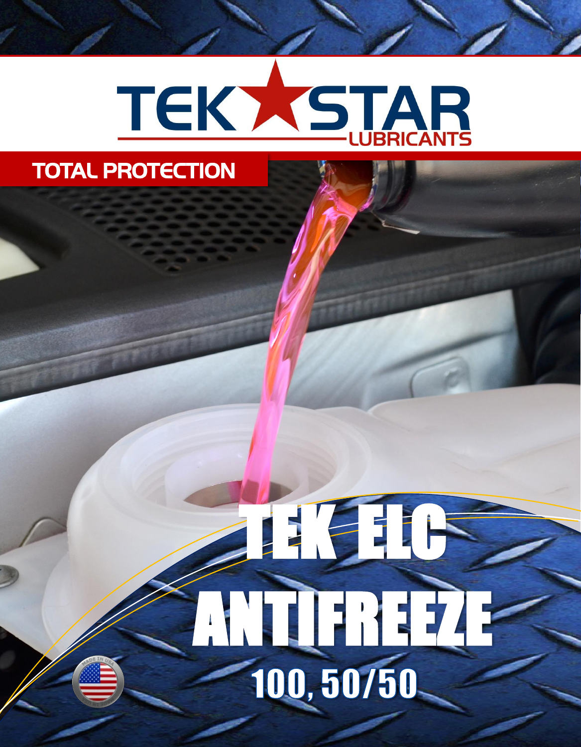# TEK★STAR LUBRICANTS

## TOTAL PROTECTION

# TEK ELC ANTIFREEZE

## 100, 50/50

MADE IN USA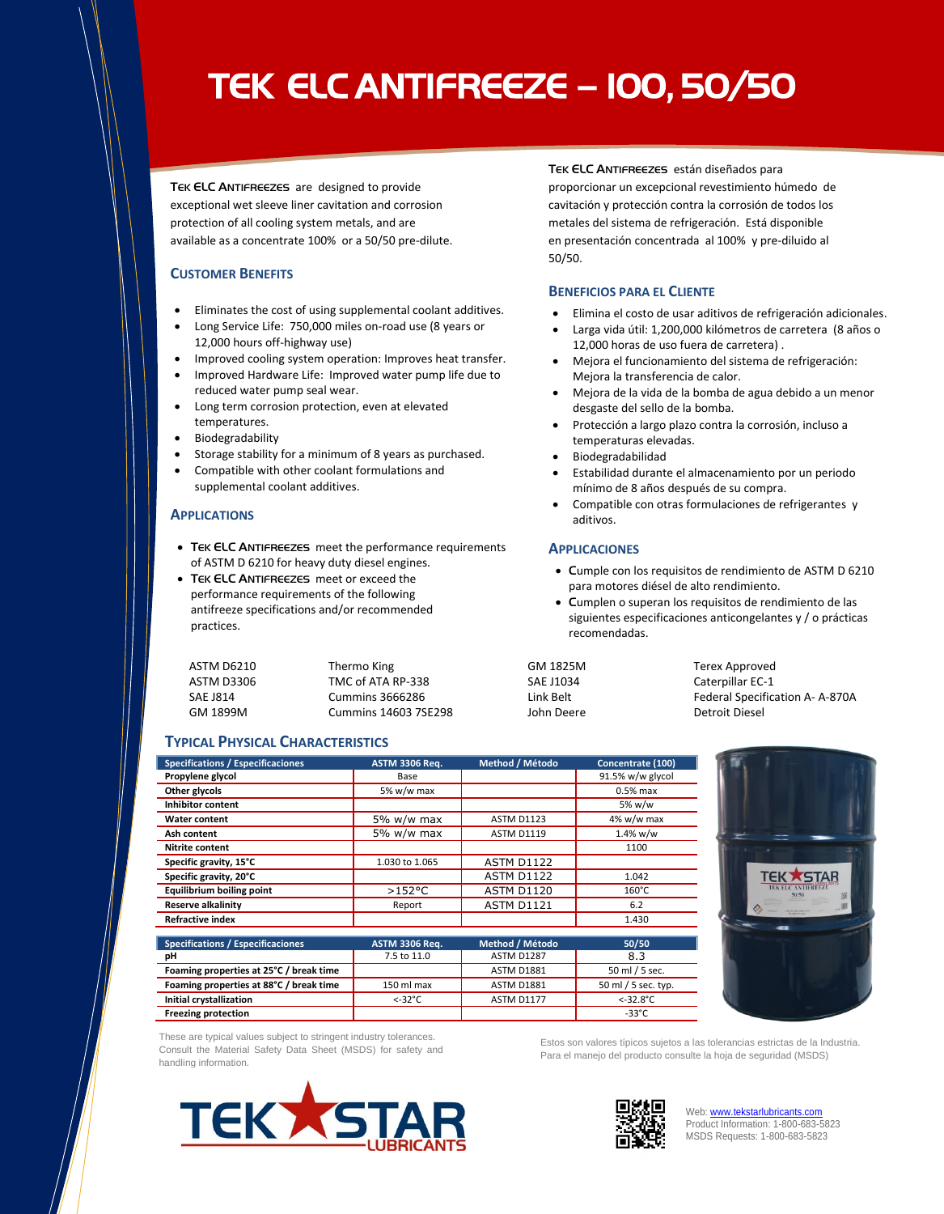# TEK ELC ANTIFREEZE – 100, 50/50

TEK ELC ANTIFREEZES are designed to provide exceptional wet sleeve liner cavitation and corrosion protection of all cooling system metals, and are available as a concentrate 100% or a 50/50 pre-dilute.

## CUSTOMER BENEFITS

- Eliminates the cost of using supplemental coolant additives.
- Long Service Life: 750,000 miles on-road use (8 years or 12,000 hours off-highway use)
- Improved cooling system operation: Improves heat transfer.
- Improved Hardware Life: Improved water pump life due to reduced water pump seal wear.
- Long term corrosion protection, even at elevated temperatures.
- Biodegradability
- Storage stability for a minimum of 8 years as purchased.
- Compatible with other coolant formulations and supplemental coolant additives.

## APPLICATIONS

- TEK ELC ANTIFREEZES meet the performance requirements of ASTM D 6210 for heavy duty diesel engines.
- TEK ELC ANTIFREEZES meet or exceed the performance requirements of the following antifreeze specifications and/or recommended practices.

TEK ELC ANTIFREEZES están diseñados para proporcionar un excepcional revestimiento húmedo de cavitación y protección contra la corrosión de todos los metales del sistema de refrigeración. Está disponible en presentación concentrada al 100% y pre-diluido al 50/50.

## BENEFICIOS PARA EL CLIENTE

- Elimina el costo de usar aditivos de refrigeración adicionales.
- Larga vida útil: 1,200,000 kilómetros de carretera (8 años o 12,000 horas de uso fuera de carretera) .
- Mejora el funcionamiento del sistema de refrigeración: Mejora la transferencia de calor.
- Mejora de la vida de la bomba de agua debido a un menor desgaste del sello de la bomba.
- Protección a largo plazo contra la corrosión, incluso a temperaturas elevadas.
- Biodegradabilidad
- Estabilidad durante el almacenamiento por un periodo mínimo de 8 años después de su compra.
- Compatible con otras formulaciones de refrigerantes y aditivos.

## APPLICACIONES

- Cumple con los requisitos de rendimiento de ASTM D 6210 para motores diésel de alto rendimiento.
- Cumplen o superan los requisitos de rendimiento de las siguientes especificaciones anticongelantes y / o prácticas recomendadas.

| | | | |
|---|---|---|---|
| ASTM D6210 | Thermo King | GM 1825M | Terex Approved |
| ASTM D3306 | TMC of ATA RP-338 | SAE J1034 | Caterpillar EC-1 |
| SAE J814 | Cummins 3666286 | Link Belt | Federal Specification A- A-870A |
| GM 1899M | Cummins 14603 7SE298 | John Deere | Detroit Diesel |

## TYPICAL PHYSICAL CHARACTERISTICS

| Specifications / Especificaciones | ASTM 3306 Req. | Method / Método | Concentrate (100) |
|---|---|---|---|
| Propylene glycol | Base | | 91.5% w/w glycol |
| Other glycols | 5% w/w max | | 0.5% max |
| Inhibitor content | | | 5% w/w |
| Water content | 5% w/w max | ASTM D1123 | 4% w/w max |
| Ash content | 5% w/w max | ASTM D1119 | 1.4% w/w |
| Nitrite content | | | 1100 |
| Specific gravity, 15°C | 1.030 to 1.065 | ASTM D1122 | |
| Specific gravity, 20°C | | ASTM D1122 | 1.042 |
| Equilibrium boiling point | >152°C | ASTM D1120 | 160°C |
| Reserve alkalinity | Report | ASTM D1121 | 6.2 |
| Refractive index | | | 1.430 |

| Specifications / Especificaciones | ASTM 3306 Req. | Method / Método | 50/50 |
|---|---|---|---|
| pH | 7.5 to 11.0 | ASTM D1287 | 8.3 |
| Foaming properties at 25°C / break time | | ASTM D1881 | 50 ml / 5 sec. |
| Foaming properties at 88°C / break time | 150 ml max | ASTM D1881 | 50 ml / 5 sec. typ. |
| Initial crystallization | <-32°C | ASTM D1177 | <-32.8°C |
| Freezing protection | | | -33°C |

These are typical values subject to stringent industry tolerances. Consult the Material Safety Data Sheet (MSDS) for safety and handling information.

Estos son valores típicos sujetos a las tolerancias estrictas de la Industria. Para el manejo del producto consulte la hoja de seguridad (MSDS)

TEK STAR LUBRICANTS

Web: www.tekstarlubricants.com
Product Information: 1-800-683-5823
MSDS Requests: 1-800-683-5823